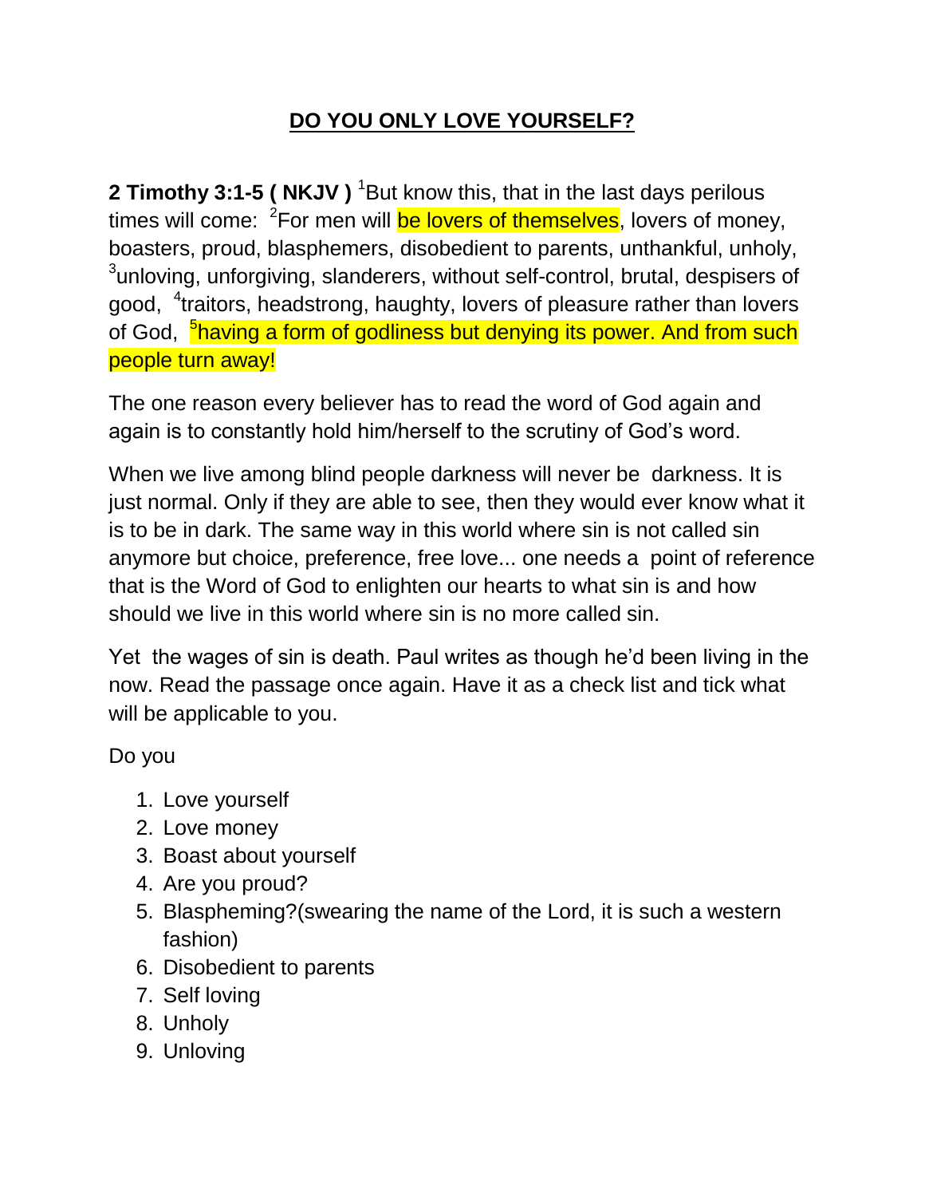# DO YOU ONLY LOVE YOURSELF?

**2 Timothy 3:1-5 ( NKJV )** [1]But know this, that in the last days perilous times will come: [2]For men will be lovers of themselves, lovers of money, boasters, proud, blasphemers, disobedient to parents, unthankful, unholy, [3]unloving, unforgiving, slanderers, without self-control, brutal, despisers of good, [4]traitors, headstrong, haughty, lovers of pleasure rather than lovers of God, [5]having a form of godliness but denying its power. And from such people turn away!

The one reason every believer has to read the word of God again and again is to constantly hold him/herself to the scrutiny of God's word.

When we live among blind people darkness will never be darkness. It is just normal. Only if they are able to see, then they would ever know what it is to be in dark. The same way in this world where sin is not called sin anymore but choice, preference, free love... one needs a point of reference that is the Word of God to enlighten our hearts to what sin is and how should we live in this world where sin is no more called sin.

Yet the wages of sin is death. Paul writes as though he'd been living in the now. Read the passage once again. Have it as a check list and tick what will be applicable to you.

Do you

1. Love yourself
2. Love money
3. Boast about yourself
4. Are you proud?
5. Blaspheming?(swearing the name of the Lord, it is such a western fashion)
6. Disobedient to parents
7. Self loving
8. Unholy
9. Unloving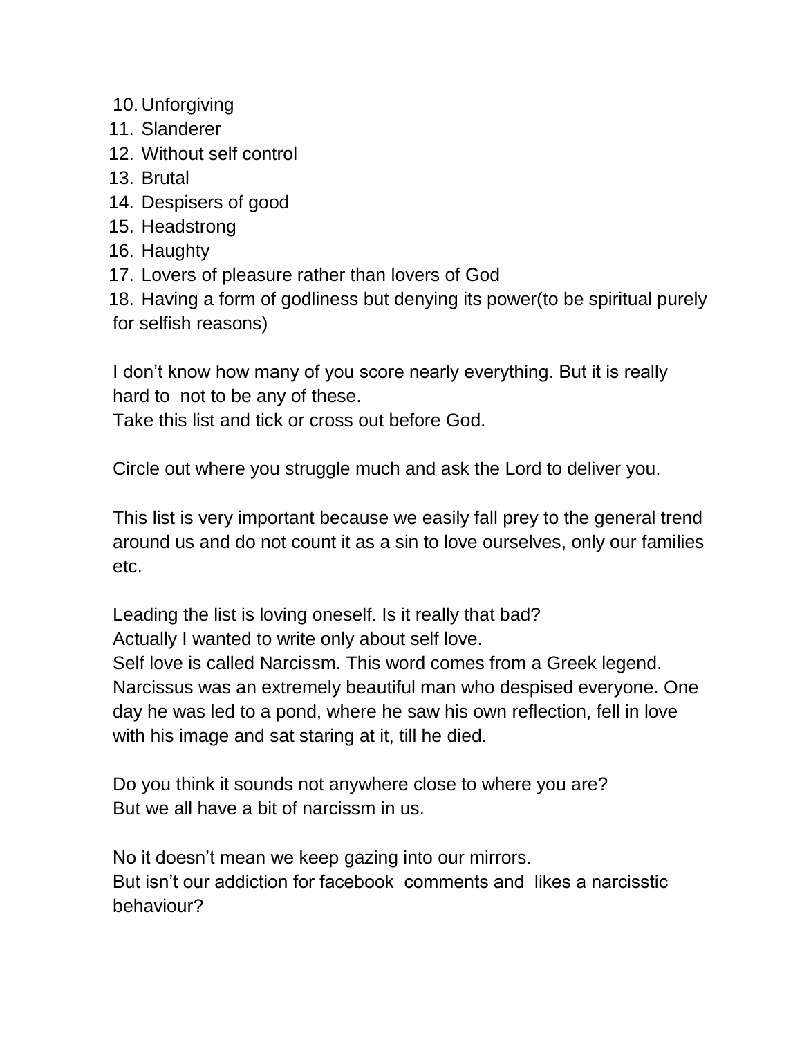10. Unforgiving
11. Slanderer
12. Without self control
13. Brutal
14. Despisers of good
15. Headstrong
16. Haughty
17. Lovers of pleasure rather than lovers of God
18. Having a form of godliness but denying its power(to be spiritual purely for selfish reasons)

I don't know how many of you score nearly everything. But it is really hard to not to be any of these.
Take this list and tick or cross out before God.

Circle out where you struggle much and ask the Lord to deliver you.

This list is very important because we easily fall prey to the general trend around us and do not count it as a sin to love ourselves, only our families etc.

Leading the list is loving oneself. Is it really that bad?
Actually I wanted to write only about self love.
Self love is called Narcissm. This word comes from a Greek legend. Narcissus was an extremely beautiful man who despised everyone. One day he was led to a pond, where he saw his own reflection, fell in love with his image and sat staring at it, till he died.

Do you think it sounds not anywhere close to where you are?
But we all have a bit of narcissm in us.

No it doesn't mean we keep gazing into our mirrors.
But isn't our addiction for facebook comments and likes a narcisstic behaviour?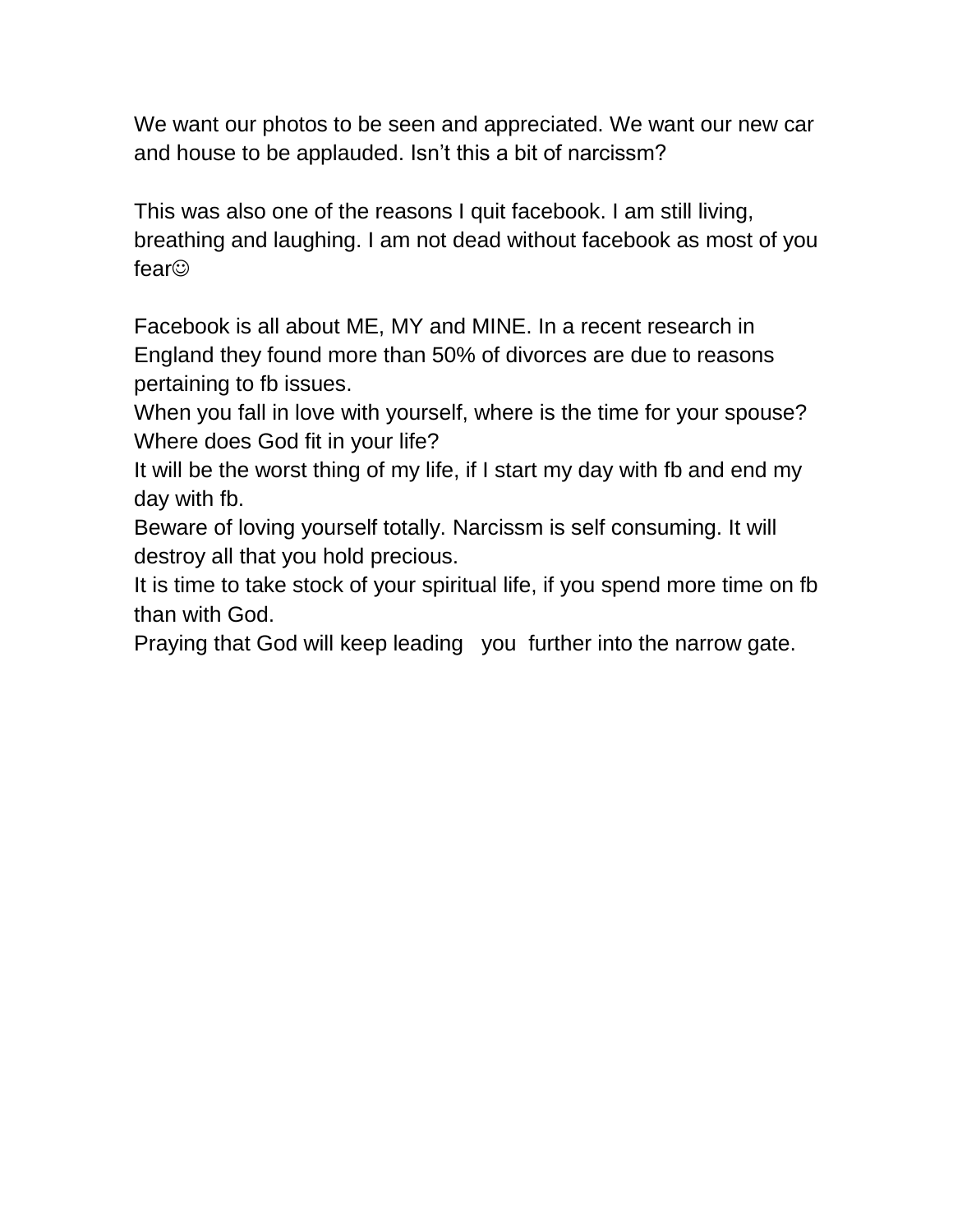We want our photos to be seen and appreciated. We want our new car and house to be applauded. Isn't this a bit of narcissm?

This was also one of the reasons I quit facebook. I am still living, breathing and laughing. I am not dead without facebook as most of you fear☺

Facebook is all about ME, MY and MINE. In a recent research in England they found more than 50% of divorces are due to reasons pertaining to fb issues.
When you fall in love with yourself, where is the time for your spouse? Where does God fit in your life?
It will be the worst thing of my life, if I start my day with fb and end my day with fb.
Beware of loving yourself totally. Narcissm is self consuming. It will destroy all that you hold precious.
It is time to take stock of your spiritual life, if you spend more time on fb than with God.
Praying that God will keep leading you further into the narrow gate.